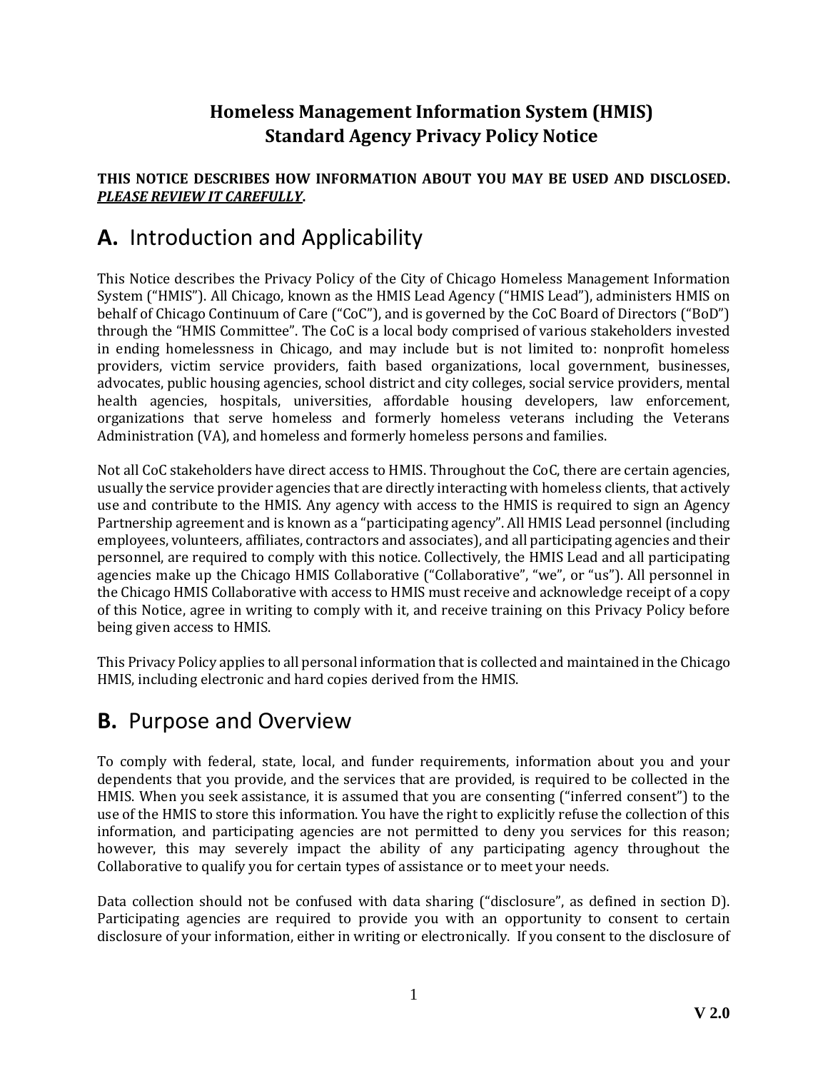# Homeless Management Information System (HMIS)
# Standard Agency Privacy Policy Notice

**THIS NOTICE DESCRIBES HOW INFORMATION ABOUT YOU MAY BE USED AND DISCLOSED. *PLEASE REVIEW IT CAREFULLY*.**

## A. Introduction and Applicability

This Notice describes the Privacy Policy of the City of Chicago Homeless Management Information System ("HMIS"). All Chicago, known as the HMIS Lead Agency ("HMIS Lead"), administers HMIS on behalf of Chicago Continuum of Care ("CoC"), and is governed by the CoC Board of Directors ("BoD") through the "HMIS Committee". The CoC is a local body comprised of various stakeholders invested in ending homelessness in Chicago, and may include but is not limited to: nonprofit homeless providers, victim service providers, faith based organizations, local government, businesses, advocates, public housing agencies, school district and city colleges, social service providers, mental health agencies, hospitals, universities, affordable housing developers, law enforcement, organizations that serve homeless and formerly homeless veterans including the Veterans Administration (VA), and homeless and formerly homeless persons and families.

Not all CoC stakeholders have direct access to HMIS. Throughout the CoC, there are certain agencies, usually the service provider agencies that are directly interacting with homeless clients, that actively use and contribute to the HMIS. Any agency with access to the HMIS is required to sign an Agency Partnership agreement and is known as a "participating agency". All HMIS Lead personnel (including employees, volunteers, affiliates, contractors and associates), and all participating agencies and their personnel, are required to comply with this notice. Collectively, the HMIS Lead and all participating agencies make up the Chicago HMIS Collaborative ("Collaborative", "we", or "us"). All personnel in the Chicago HMIS Collaborative with access to HMIS must receive and acknowledge receipt of a copy of this Notice, agree in writing to comply with it, and receive training on this Privacy Policy before being given access to HMIS.

This Privacy Policy applies to all personal information that is collected and maintained in the Chicago HMIS, including electronic and hard copies derived from the HMIS.

## B. Purpose and Overview

To comply with federal, state, local, and funder requirements, information about you and your dependents that you provide, and the services that are provided, is required to be collected in the HMIS. When you seek assistance, it is assumed that you are consenting ("inferred consent") to the use of the HMIS to store this information. You have the right to explicitly refuse the collection of this information, and participating agencies are not permitted to deny you services for this reason; however, this may severely impact the ability of any participating agency throughout the Collaborative to qualify you for certain types of assistance or to meet your needs.

Data collection should not be confused with data sharing ("disclosure", as defined in section D). Participating agencies are required to provide you with an opportunity to consent to certain disclosure of your information, either in writing or electronically. If you consent to the disclosure of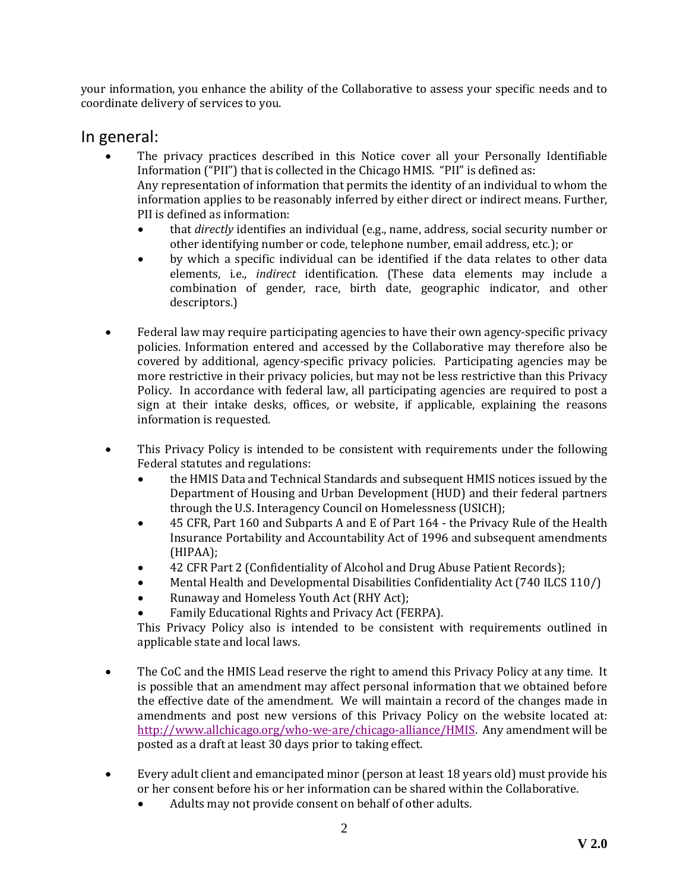your information, you enhance the ability of the Collaborative to assess your specific needs and to coordinate delivery of services to you.

## In general:

- The privacy practices described in this Notice cover all your Personally Identifiable Information ("PII") that is collected in the Chicago HMIS. "PII" is defined as:
  Any representation of information that permits the identity of an individual to whom the information applies to be reasonably inferred by either direct or indirect means. Further, PII is defined as information:
  - that *directly* identifies an individual (e.g., name, address, social security number or other identifying number or code, telephone number, email address, etc.); or
  - by which a specific individual can be identified if the data relates to other data elements, i.e., *indirect* identification. (These data elements may include a combination of gender, race, birth date, geographic indicator, and other descriptors.)

- Federal law may require participating agencies to have their own agency-specific privacy policies. Information entered and accessed by the Collaborative may therefore also be covered by additional, agency-specific privacy policies. Participating agencies may be more restrictive in their privacy policies, but may not be less restrictive than this Privacy Policy. In accordance with federal law, all participating agencies are required to post a sign at their intake desks, offices, or website, if applicable, explaining the reasons information is requested.

- This Privacy Policy is intended to be consistent with requirements under the following Federal statutes and regulations:
  - the HMIS Data and Technical Standards and subsequent HMIS notices issued by the Department of Housing and Urban Development (HUD) and their federal partners through the U.S. Interagency Council on Homelessness (USICH);
  - 45 CFR, Part 160 and Subparts A and E of Part 164 - the Privacy Rule of the Health Insurance Portability and Accountability Act of 1996 and subsequent amendments (HIPAA);
  - 42 CFR Part 2 (Confidentiality of Alcohol and Drug Abuse Patient Records);
  - Mental Health and Developmental Disabilities Confidentiality Act (740 ILCS 110/)
  - Runaway and Homeless Youth Act (RHY Act);
  - Family Educational Rights and Privacy Act (FERPA).

  This Privacy Policy also is intended to be consistent with requirements outlined in applicable state and local laws.

- The CoC and the HMIS Lead reserve the right to amend this Privacy Policy at any time. It is possible that an amendment may affect personal information that we obtained before the effective date of the amendment. We will maintain a record of the changes made in amendments and post new versions of this Privacy Policy on the website located at: [http://www.allchicago.org/who-we-are/chicago-alliance/HMIS](http://www.allchicago.org/who-we-are/chicago-alliance/HMIS). Any amendment will be posted as a draft at least 30 days prior to taking effect.

- Every adult client and emancipated minor (person at least 18 years old) must provide his or her consent before his or her information can be shared within the Collaborative.
  - Adults may not provide consent on behalf of other adults.

V 2.0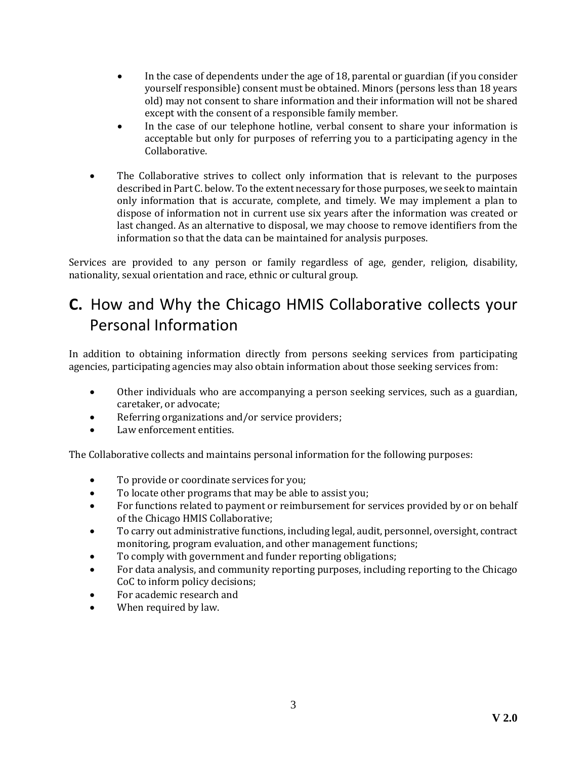- In the case of dependents under the age of 18, parental or guardian (if you consider yourself responsible) consent must be obtained. Minors (persons less than 18 years old) may not consent to share information and their information will not be shared except with the consent of a responsible family member.
- In the case of our telephone hotline, verbal consent to share your information is acceptable but only for purposes of referring you to a participating agency in the Collaborative.

- The Collaborative strives to collect only information that is relevant to the purposes described in Part C. below. To the extent necessary for those purposes, we seek to maintain only information that is accurate, complete, and timely. We may implement a plan to dispose of information not in current use six years after the information was created or last changed. As an alternative to disposal, we may choose to remove identifiers from the information so that the data can be maintained for analysis purposes.

Services are provided to any person or family regardless of age, gender, religion, disability, nationality, sexual orientation and race, ethnic or cultural group.

## **C.** How and Why the Chicago HMIS Collaborative collects your Personal Information

In addition to obtaining information directly from persons seeking services from participating agencies, participating agencies may also obtain information about those seeking services from:

- Other individuals who are accompanying a person seeking services, such as a guardian, caretaker, or advocate;
- Referring organizations and/or service providers;
- Law enforcement entities.

The Collaborative collects and maintains personal information for the following purposes:

- To provide or coordinate services for you;
- To locate other programs that may be able to assist you;
- For functions related to payment or reimbursement for services provided by or on behalf of the Chicago HMIS Collaborative;
- To carry out administrative functions, including legal, audit, personnel, oversight, contract monitoring, program evaluation, and other management functions;
- To comply with government and funder reporting obligations;
- For data analysis, and community reporting purposes, including reporting to the Chicago CoC to inform policy decisions;
- For academic research and
- When required by law.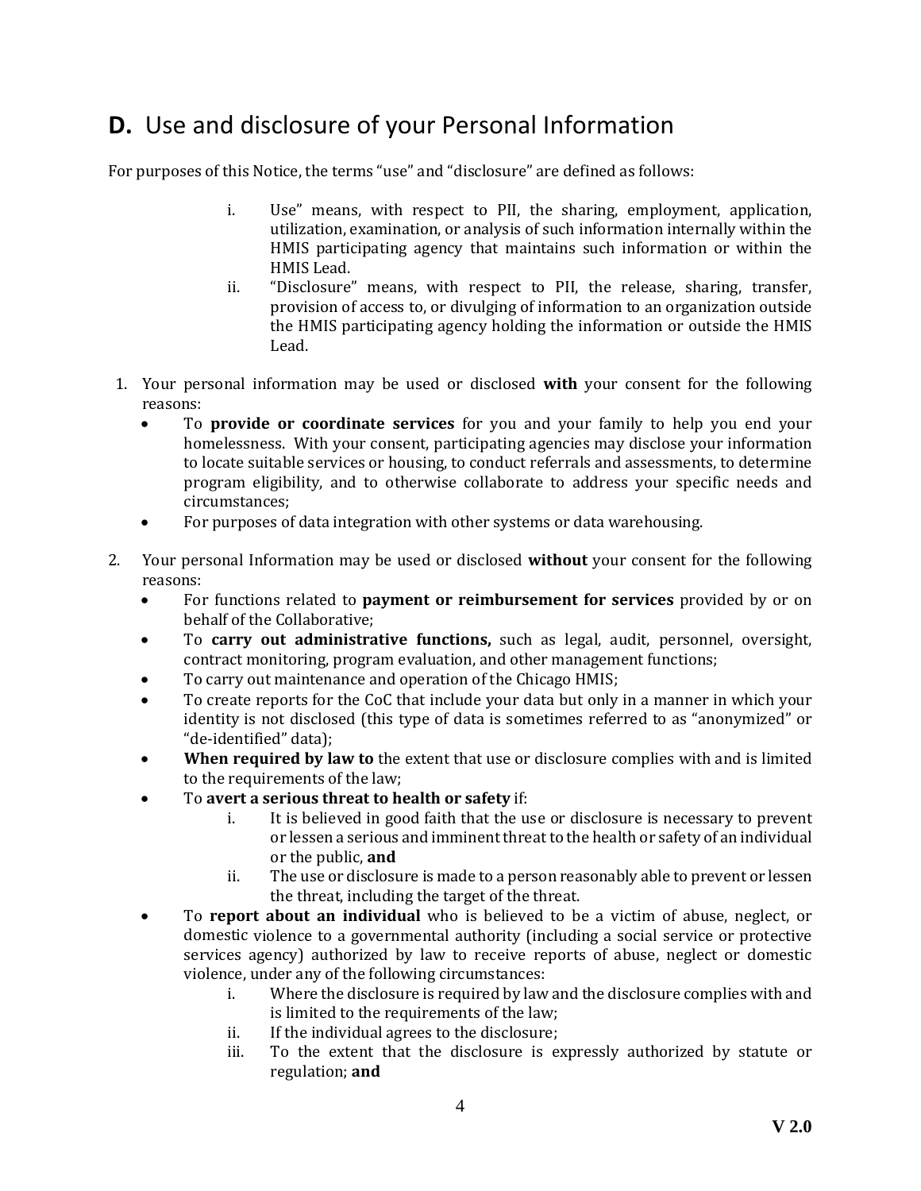## **D.** Use and disclosure of your Personal Information

For purposes of this Notice, the terms “use” and “disclosure” are defined as follows:

   i. Use” means, with respect to PII, the sharing, employment, application, utilization, examination, or analysis of such information internally within the HMIS participating agency that maintains such information or within the HMIS Lead.
   ii. “Disclosure” means, with respect to PII, the release, sharing, transfer, provision of access to, or divulging of information to an organization outside the HMIS participating agency holding the information or outside the HMIS Lead.

1. Your personal information may be used or disclosed **with** your consent for the following reasons:
   - To **provide or coordinate services** for you and your family to help you end your homelessness. With your consent, participating agencies may disclose your information to locate suitable services or housing, to conduct referrals and assessments, to determine program eligibility, and to otherwise collaborate to address your specific needs and circumstances;
   - For purposes of data integration with other systems or data warehousing.

2. Your personal Information may be used or disclosed **without** your consent for the following reasons:
   - For functions related to **payment or reimbursement for services** provided by or on behalf of the Collaborative;
   - To **carry out administrative functions,** such as legal, audit, personnel, oversight, contract monitoring, program evaluation, and other management functions;
   - To carry out maintenance and operation of the Chicago HMIS;
   - To create reports for the CoC that include your data but only in a manner in which your identity is not disclosed (this type of data is sometimes referred to as “anonymized” or “de-identified” data);
   - **When required by law to** the extent that use or disclosure complies with and is limited to the requirements of the law;
   - To **avert a serious threat to health or safety** if:
      i. It is believed in good faith that the use or disclosure is necessary to prevent or lessen a serious and imminent threat to the health or safety of an individual or the public, **and**
      ii. The use or disclosure is made to a person reasonably able to prevent or lessen the threat, including the target of the threat.
   - To **report about an individual** who is believed to be a victim of abuse, neglect, or domestic violence to a governmental authority (including a social service or protective services agency) authorized by law to receive reports of abuse, neglect or domestic violence, under any of the following circumstances:
      i. Where the disclosure is required by law and the disclosure complies with and is limited to the requirements of the law;
      ii. If the individual agrees to the disclosure;
      iii. To the extent that the disclosure is expressly authorized by statute or regulation; **and**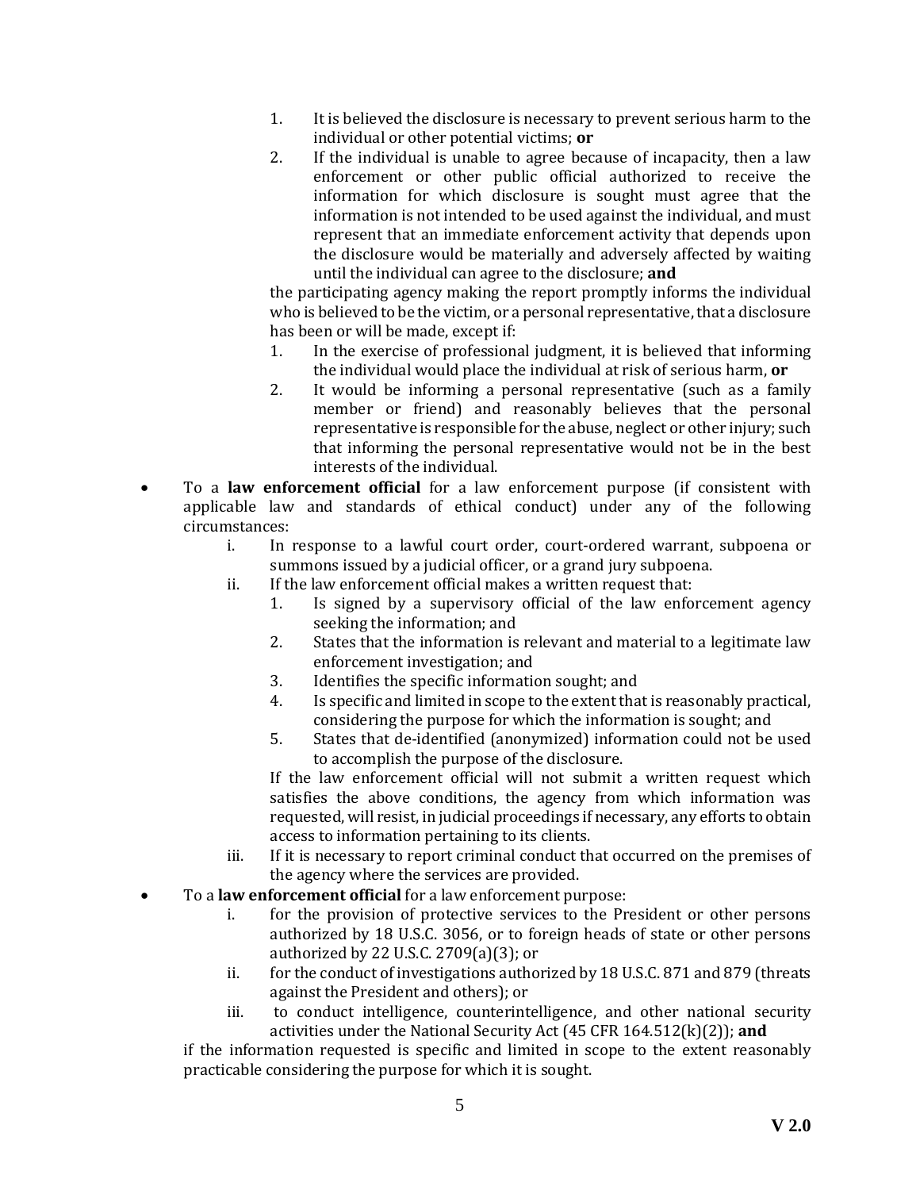1. It is believed the disclosure is necessary to prevent serious harm to the individual or other potential victims; **or**
2. If the individual is unable to agree because of incapacity, then a law enforcement or other public official authorized to receive the information for which disclosure is sought must agree that the information is not intended to be used against the individual, and must represent that an immediate enforcement activity that depends upon the disclosure would be materially and adversely affected by waiting until the individual can agree to the disclosure; **and**

the participating agency making the report promptly informs the individual who is believed to be the victim, or a personal representative, that a disclosure has been or will be made, except if:

1. In the exercise of professional judgment, it is believed that informing the individual would place the individual at risk of serious harm, **or**
2. It would be informing a personal representative (such as a family member or friend) and reasonably believes that the personal representative is responsible for the abuse, neglect or other injury; such that informing the personal representative would not be in the best interests of the individual.

- To a **law enforcement official** for a law enforcement purpose (if consistent with applicable law and standards of ethical conduct) under any of the following circumstances:
    - i. In response to a lawful court order, court-ordered warrant, subpoena or summons issued by a judicial officer, or a grand jury subpoena.
    - ii. If the law enforcement official makes a written request that:
        1. Is signed by a supervisory official of the law enforcement agency seeking the information; and
        2. States that the information is relevant and material to a legitimate law enforcement investigation; and
        3. Identifies the specific information sought; and
        4. Is specific and limited in scope to the extent that is reasonably practical, considering the purpose for which the information is sought; and
        5. States that de-identified (anonymized) information could not be used to accomplish the purpose of the disclosure.

      If the law enforcement official will not submit a written request which satisfies the above conditions, the agency from which information was requested, will resist, in judicial proceedings if necessary, any efforts to obtain access to information pertaining to its clients.
    - iii. If it is necessary to report criminal conduct that occurred on the premises of the agency where the services are provided.
- To a **law enforcement official** for a law enforcement purpose:
    - i. for the provision of protective services to the President or other persons authorized by 18 U.S.C. 3056, or to foreign heads of state or other persons authorized by 22 U.S.C. 2709(a)(3); or
    - ii. for the conduct of investigations authorized by 18 U.S.C. 871 and 879 (threats against the President and others); or
    - iii. to conduct intelligence, counterintelligence, and other national security activities under the National Security Act (45 CFR 164.512(k)(2)); **and**

  if the information requested is specific and limited in scope to the extent reasonably practicable considering the purpose for which it is sought.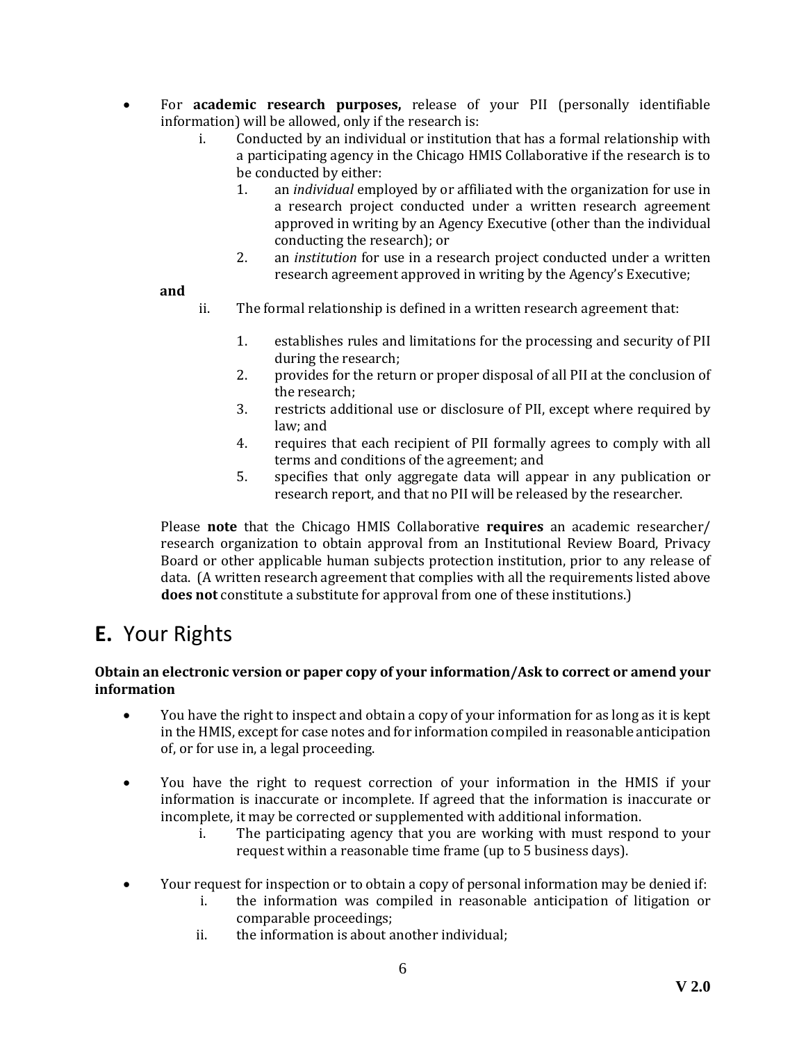- For **academic research purposes,** release of your PII (personally identifiable information) will be allowed, only if the research is:
    i. Conducted by an individual or institution that has a formal relationship with a participating agency in the Chicago HMIS Collaborative if the research is to be conducted by either:
        1. an *individual* employed by or affiliated with the organization for use in a research project conducted under a written research agreement approved in writing by an Agency Executive (other than the individual conducting the research); or
        2. an *institution* for use in a research project conducted under a written research agreement approved in writing by the Agency's Executive;

    **and**

    ii. The formal relationship is defined in a written research agreement that:
        1. establishes rules and limitations for the processing and security of PII during the research;
        2. provides for the return or proper disposal of all PII at the conclusion of the research;
        3. restricts additional use or disclosure of PII, except where required by law; and
        4. requires that each recipient of PII formally agrees to comply with all terms and conditions of the agreement; and
        5. specifies that only aggregate data will appear in any publication or research report, and that no PII will be released by the researcher.

    Please **note** that the Chicago HMIS Collaborative **requires** an academic researcher/ research organization to obtain approval from an Institutional Review Board, Privacy Board or other applicable human subjects protection institution, prior to any release of data. (A written research agreement that complies with all the requirements listed above **does not** constitute a substitute for approval from one of these institutions.)

## E. Your Rights

**Obtain an electronic version or paper copy of your information/Ask to correct or amend your information**

- You have the right to inspect and obtain a copy of your information for as long as it is kept in the HMIS, except for case notes and for information compiled in reasonable anticipation of, or for use in, a legal proceeding.

- You have the right to request correction of your information in the HMIS if your information is inaccurate or incomplete. If agreed that the information is inaccurate or incomplete, it may be corrected or supplemented with additional information.
    i. The participating agency that you are working with must respond to your request within a reasonable time frame (up to 5 business days).

- Your request for inspection or to obtain a copy of personal information may be denied if:
    i. the information was compiled in reasonable anticipation of litigation or comparable proceedings;
    ii. the information is about another individual;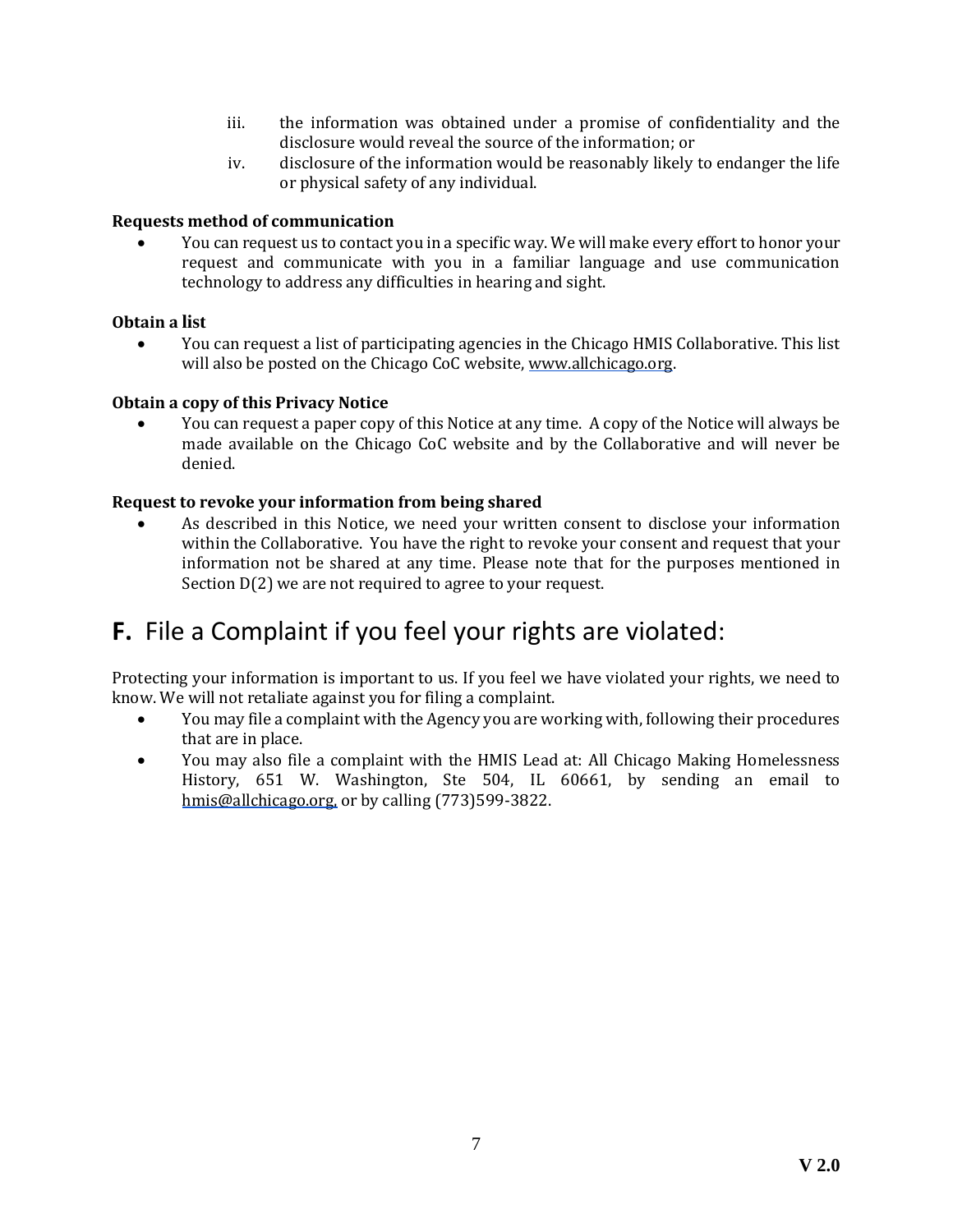iii. the information was obtained under a promise of confidentiality and the disclosure would reveal the source of the information; or
iv. disclosure of the information would be reasonably likely to endanger the life or physical safety of any individual.

**Requests method of communication**

- You can request us to contact you in a specific way. We will make every effort to honor your request and communicate with you in a familiar language and use communication technology to address any difficulties in hearing and sight.

**Obtain a list**

- You can request a list of participating agencies in the Chicago HMIS Collaborative. This list will also be posted on the Chicago CoC website, www.allchicago.org.

**Obtain a copy of this Privacy Notice**

- You can request a paper copy of this Notice at any time. A copy of the Notice will always be made available on the Chicago CoC website and by the Collaborative and will never be denied.

**Request to revoke your information from being shared**

- As described in this Notice, we need your written consent to disclose your information within the Collaborative. You have the right to revoke your consent and request that your information not be shared at any time. Please note that for the purposes mentioned in Section D(2) we are not required to agree to your request.

## **F.** File a Complaint if you feel your rights are violated:

Protecting your information is important to us. If you feel we have violated your rights, we need to know. We will not retaliate against you for filing a complaint.

- You may file a complaint with the Agency you are working with, following their procedures that are in place.
- You may also file a complaint with the HMIS Lead at: All Chicago Making Homelessness History, 651 W. Washington, Ste 504, IL 60661, by sending an email to hmis@allchicago.org, or by calling (773)599-3822.

**V 2.0**